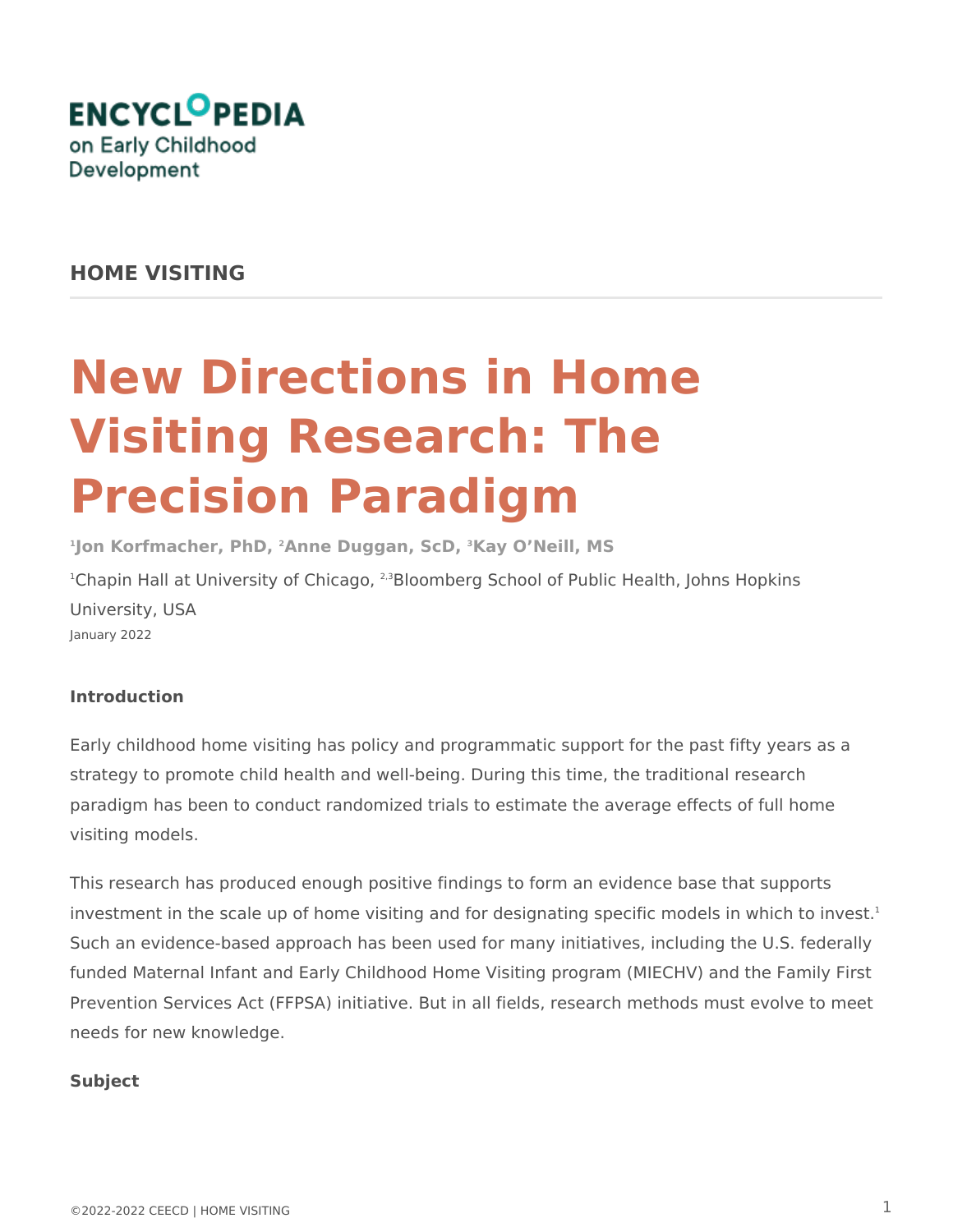ENCYCLOPEDIA on Early Childhood Development

**HOME VISITING**

# New Directions in Home Visiting Research: The Precision Paradigm

**[1]Jon Korfmacher, PhD, [2]Anne Duggan, ScD, [3]Kay O'Neill, MS**

[1]Chapin Hall at University of Chicago, [2,3]Bloomberg School of Public Health, Johns Hopkins University, USA

January 2022

**Introduction**

Early childhood home visiting has policy and programmatic support for the past fifty years as a strategy to promote child health and well-being. During this time, the traditional research paradigm has been to conduct randomized trials to estimate the average effects of full home visiting models.

This research has produced enough positive findings to form an evidence base that supports investment in the scale up of home visiting and for designating specific models in which to invest.[1] Such an evidence-based approach has been used for many initiatives, including the U.S. federally funded Maternal Infant and Early Childhood Home Visiting program (MIECHV) and the Family First Prevention Services Act (FFPSA) initiative. But in all fields, research methods must evolve to meet needs for new knowledge.

**Subject**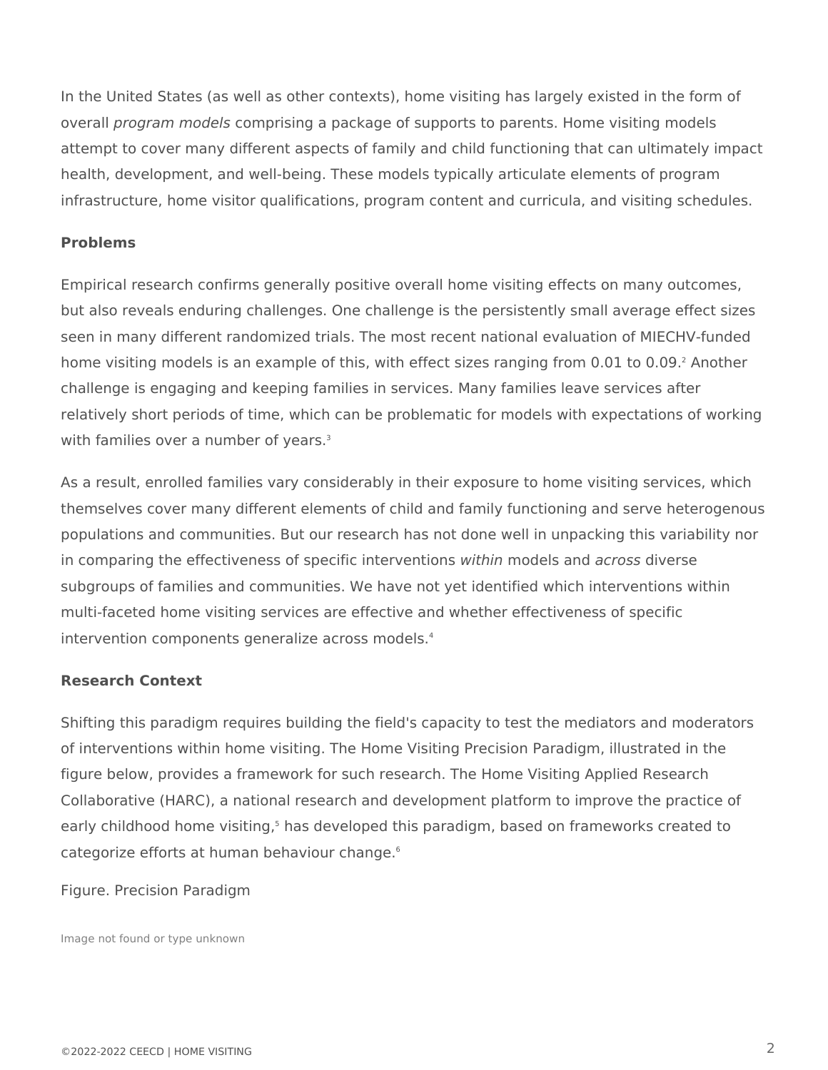In the United States (as well as other contexts), home visiting has largely existed in the form of overall *program models* comprising a package of supports to parents. Home visiting models attempt to cover many different aspects of family and child functioning that can ultimately impact health, development, and well-being. These models typically articulate elements of program infrastructure, home visitor qualifications, program content and curricula, and visiting schedules.

**Problems**

Empirical research confirms generally positive overall home visiting effects on many outcomes, but also reveals enduring challenges. One challenge is the persistently small average effect sizes seen in many different randomized trials. The most recent national evaluation of MIECHV-funded home visiting models is an example of this, with effect sizes ranging from 0.01 to 0.09.[2] Another challenge is engaging and keeping families in services. Many families leave services after relatively short periods of time, which can be problematic for models with expectations of working with families over a number of years.[3]

As a result, enrolled families vary considerably in their exposure to home visiting services, which themselves cover many different elements of child and family functioning and serve heterogenous populations and communities. But our research has not done well in unpacking this variability nor in comparing the effectiveness of specific interventions *within* models and *across* diverse subgroups of families and communities. We have not yet identified which interventions within multi-faceted home visiting services are effective and whether effectiveness of specific intervention components generalize across models.[4]

**Research Context**

Shifting this paradigm requires building the field's capacity to test the mediators and moderators of interventions within home visiting. The Home Visiting Precision Paradigm, illustrated in the figure below, provides a framework for such research. The Home Visiting Applied Research Collaborative (HARC), a national research and development platform to improve the practice of early childhood home visiting,[5] has developed this paradigm, based on frameworks created to categorize efforts at human behaviour change.[6]

Figure. Precision Paradigm

Image not found or type unknown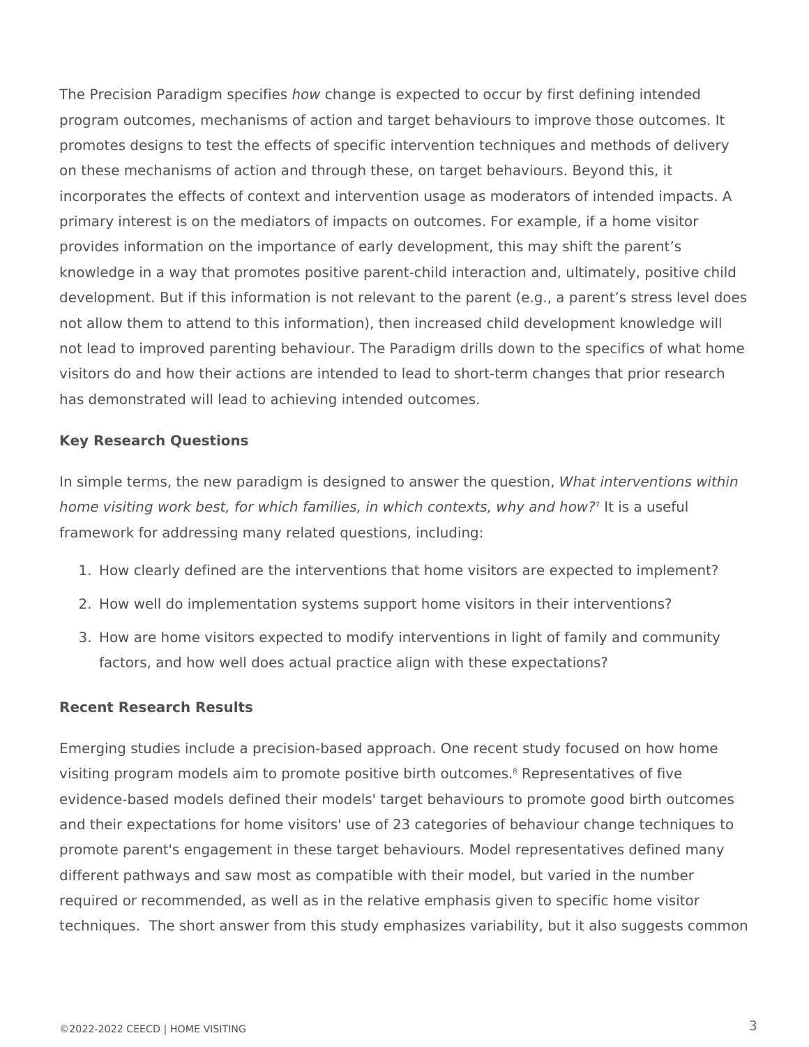The Precision Paradigm specifies *how* change is expected to occur by first defining intended program outcomes, mechanisms of action and target behaviours to improve those outcomes. It promotes designs to test the effects of specific intervention techniques and methods of delivery on these mechanisms of action and through these, on target behaviours. Beyond this, it incorporates the effects of context and intervention usage as moderators of intended impacts. A primary interest is on the mediators of impacts on outcomes. For example, if a home visitor provides information on the importance of early development, this may shift the parent's knowledge in a way that promotes positive parent-child interaction and, ultimately, positive child development. But if this information is not relevant to the parent (e.g., a parent's stress level does not allow them to attend to this information), then increased child development knowledge will not lead to improved parenting behaviour. The Paradigm drills down to the specifics of what home visitors do and how their actions are intended to lead to short-term changes that prior research has demonstrated will lead to achieving intended outcomes.

**Key Research Questions**

In simple terms, the new paradigm is designed to answer the question, *What interventions within home visiting work best, for which families, in which contexts, why and how?*[7] It is a useful framework for addressing many related questions, including:

1. How clearly defined are the interventions that home visitors are expected to implement?
2. How well do implementation systems support home visitors in their interventions?
3. How are home visitors expected to modify interventions in light of family and community factors, and how well does actual practice align with these expectations?

**Recent Research Results**

Emerging studies include a precision-based approach. One recent study focused on how home visiting program models aim to promote positive birth outcomes.[8] Representatives of five evidence-based models defined their models' target behaviours to promote good birth outcomes and their expectations for home visitors' use of 23 categories of behaviour change techniques to promote parent's engagement in these target behaviours. Model representatives defined many different pathways and saw most as compatible with their model, but varied in the number required or recommended, as well as in the relative emphasis given to specific home visitor techniques. The short answer from this study emphasizes variability, but it also suggests common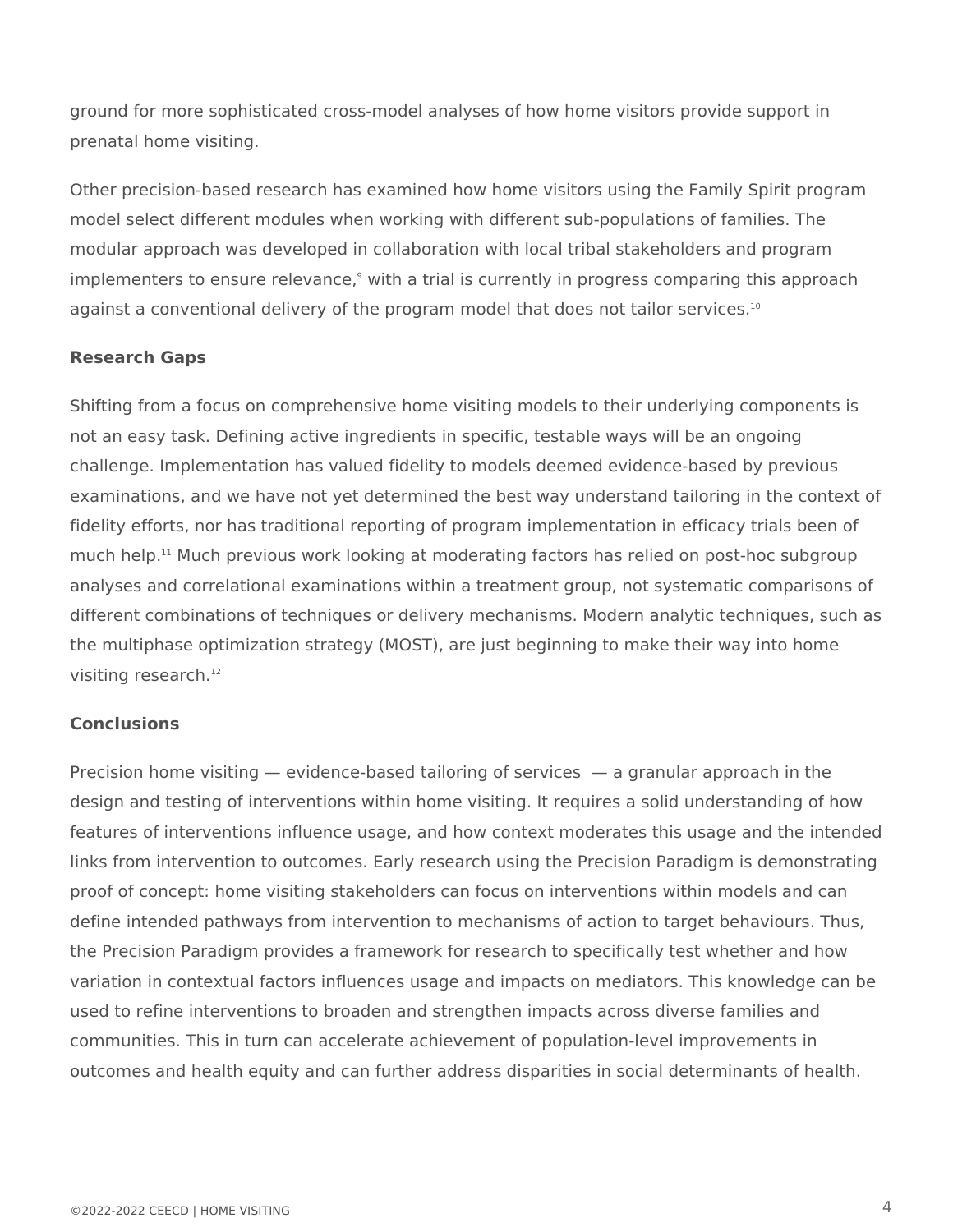ground for more sophisticated cross-model analyses of how home visitors provide support in prenatal home visiting.

Other precision-based research has examined how home visitors using the Family Spirit program model select different modules when working with different sub-populations of families. The modular approach was developed in collaboration with local tribal stakeholders and program implementers to ensure relevance,[9] with a trial is currently in progress comparing this approach against a conventional delivery of the program model that does not tailor services.[10]

**Research Gaps**

Shifting from a focus on comprehensive home visiting models to their underlying components is not an easy task. Defining active ingredients in specific, testable ways will be an ongoing challenge. Implementation has valued fidelity to models deemed evidence-based by previous examinations, and we have not yet determined the best way understand tailoring in the context of fidelity efforts, nor has traditional reporting of program implementation in efficacy trials been of much help.[11] Much previous work looking at moderating factors has relied on post-hoc subgroup analyses and correlational examinations within a treatment group, not systematic comparisons of different combinations of techniques or delivery mechanisms. Modern analytic techniques, such as the multiphase optimization strategy (MOST), are just beginning to make their way into home visiting research.[12]

**Conclusions**

Precision home visiting — evidence-based tailoring of services — a granular approach in the design and testing of interventions within home visiting. It requires a solid understanding of how features of interventions influence usage, and how context moderates this usage and the intended links from intervention to outcomes. Early research using the Precision Paradigm is demonstrating proof of concept: home visiting stakeholders can focus on interventions within models and can define intended pathways from intervention to mechanisms of action to target behaviours. Thus, the Precision Paradigm provides a framework for research to specifically test whether and how variation in contextual factors influences usage and impacts on mediators. This knowledge can be used to refine interventions to broaden and strengthen impacts across diverse families and communities. This in turn can accelerate achievement of population-level improvements in outcomes and health equity and can further address disparities in social determinants of health.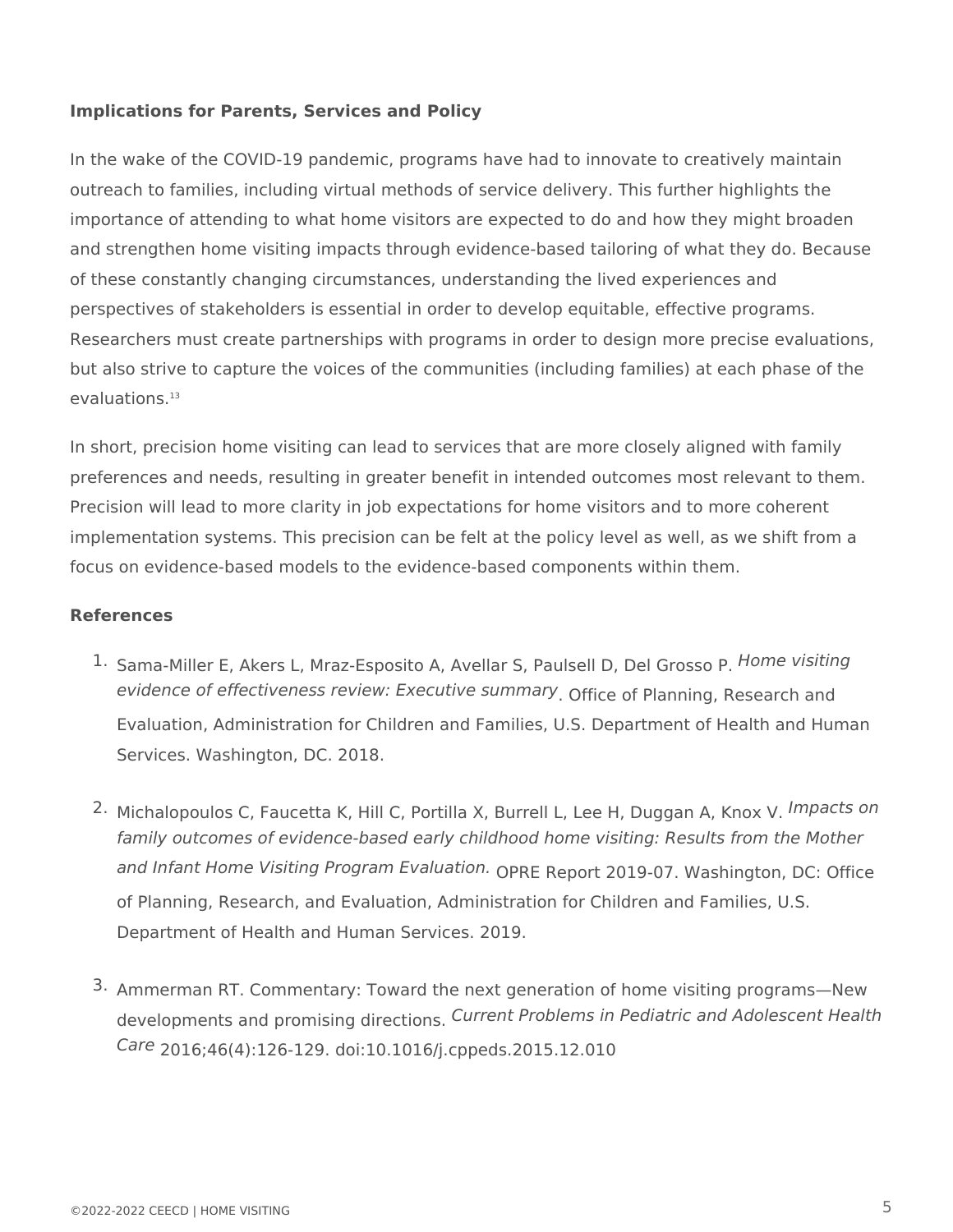**Implications for Parents, Services and Policy**

In the wake of the COVID-19 pandemic, programs have had to innovate to creatively maintain outreach to families, including virtual methods of service delivery. This further highlights the importance of attending to what home visitors are expected to do and how they might broaden and strengthen home visiting impacts through evidence-based tailoring of what they do. Because of these constantly changing circumstances, understanding the lived experiences and perspectives of stakeholders is essential in order to develop equitable, effective programs. Researchers must create partnerships with programs in order to design more precise evaluations, but also strive to capture the voices of the communities (including families) at each phase of the evaluations.[13]

In short, precision home visiting can lead to services that are more closely aligned with family preferences and needs, resulting in greater benefit in intended outcomes most relevant to them. Precision will lead to more clarity in job expectations for home visitors and to more coherent implementation systems. This precision can be felt at the policy level as well, as we shift from a focus on evidence-based models to the evidence-based components within them.

**References**

1. Sama-Miller E, Akers L, Mraz-Esposito A, Avellar S, Paulsell D, Del Grosso P. *Home visiting evidence of effectiveness review: Executive summary*. Office of Planning, Research and Evaluation, Administration for Children and Families, U.S. Department of Health and Human Services. Washington, DC. 2018.

2. Michalopoulos C, Faucetta K, Hill C, Portilla X, Burrell L, Lee H, Duggan A, Knox V. *Impacts on family outcomes of evidence-based early childhood home visiting: Results from the Mother and Infant Home Visiting Program Evaluation.* OPRE Report 2019-07. Washington, DC: Office of Planning, Research, and Evaluation, Administration for Children and Families, U.S. Department of Health and Human Services. 2019.

3. Ammerman RT. Commentary: Toward the next generation of home visiting programs—New developments and promising directions. *Current Problems in Pediatric and Adolescent Health Care* 2016;46(4):126-129. doi:10.1016/j.cppeds.2015.12.010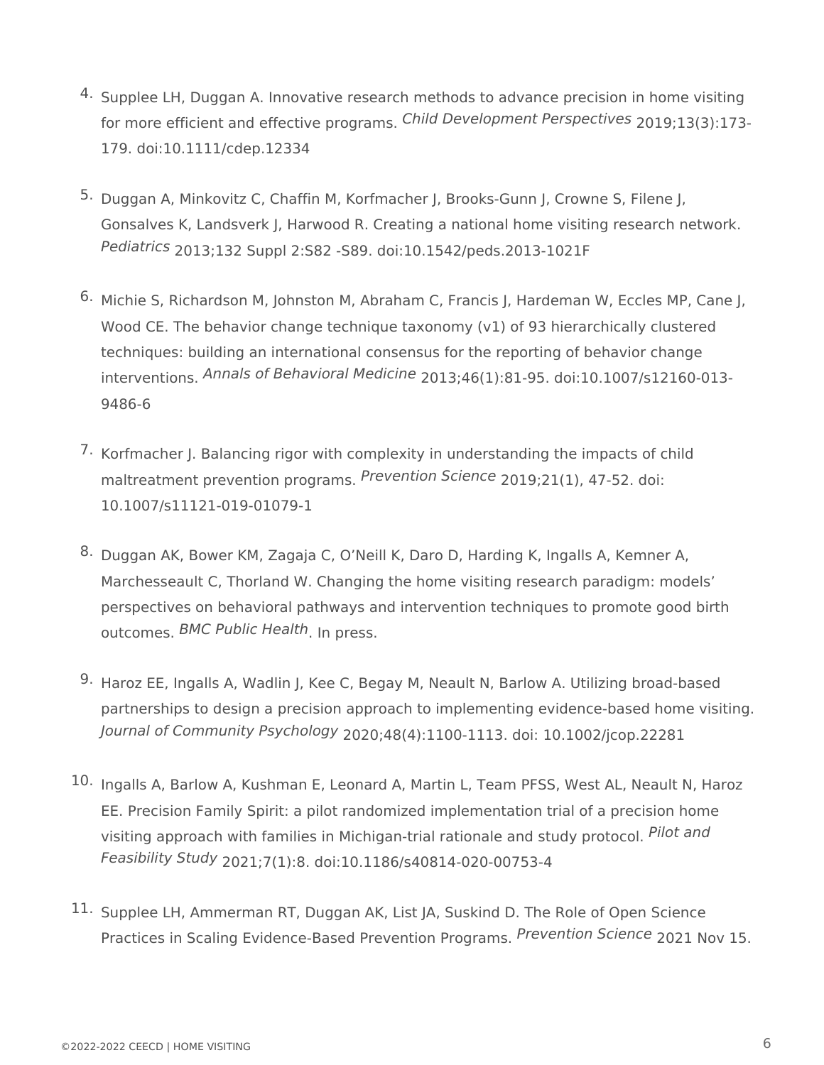4. Supplee LH, Duggan A. Innovative research methods to advance precision in home visiting for more efficient and effective programs. *Child Development Perspectives* 2019;13(3):173-179. doi:10.1111/cdep.12334

5. Duggan A, Minkovitz C, Chaffin M, Korfmacher J, Brooks-Gunn J, Crowne S, Filene J, Gonsalves K, Landsverk J, Harwood R. Creating a national home visiting research network. *Pediatrics* 2013;132 Suppl 2:S82 -S89. doi:10.1542/peds.2013-1021F

6. Michie S, Richardson M, Johnston M, Abraham C, Francis J, Hardeman W, Eccles MP, Cane J, Wood CE. The behavior change technique taxonomy (v1) of 93 hierarchically clustered techniques: building an international consensus for the reporting of behavior change interventions. *Annals of Behavioral Medicine* 2013;46(1):81-95. doi:10.1007/s12160-013-9486-6

7. Korfmacher J. Balancing rigor with complexity in understanding the impacts of child maltreatment prevention programs. *Prevention Science* 2019;21(1), 47-52. doi: 10.1007/s11121-019-01079-1

8. Duggan AK, Bower KM, Zagaja C, O'Neill K, Daro D, Harding K, Ingalls A, Kemner A, Marchesseault C, Thorland W. Changing the home visiting research paradigm: models' perspectives on behavioral pathways and intervention techniques to promote good birth outcomes. *BMC Public Health*. In press.

9. Haroz EE, Ingalls A, Wadlin J, Kee C, Begay M, Neault N, Barlow A. Utilizing broad-based partnerships to design a precision approach to implementing evidence-based home visiting. *Journal of Community Psychology* 2020;48(4):1100-1113. doi: 10.1002/jcop.22281

10. Ingalls A, Barlow A, Kushman E, Leonard A, Martin L, Team PFSS, West AL, Neault N, Haroz EE. Precision Family Spirit: a pilot randomized implementation trial of a precision home visiting approach with families in Michigan-trial rationale and study protocol. *Pilot and Feasibility Study* 2021;7(1):8. doi:10.1186/s40814-020-00753-4

11. Supplee LH, Ammerman RT, Duggan AK, List JA, Suskind D. The Role of Open Science Practices in Scaling Evidence-Based Prevention Programs. *Prevention Science* 2021 Nov 15.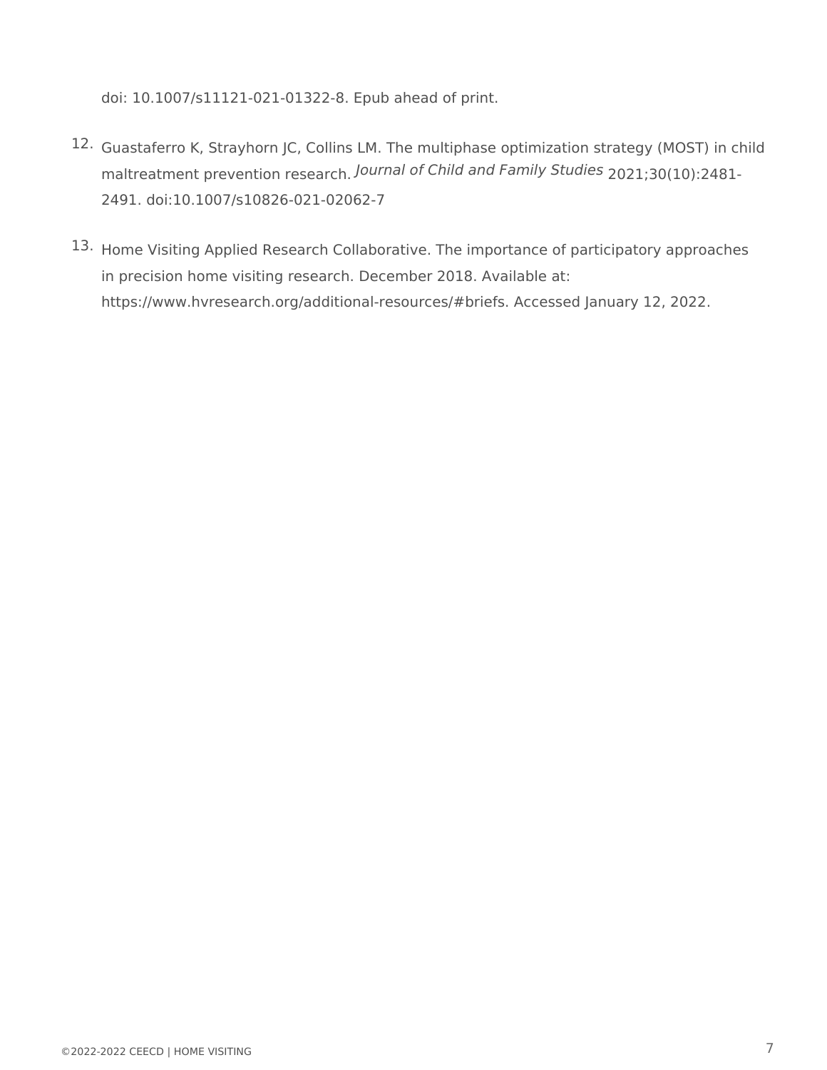doi: 10.1007/s11121-021-01322-8. Epub ahead of print.

12. Guastaferro K, Strayhorn JC, Collins LM. The multiphase optimization strategy (MOST) in child maltreatment prevention research. *Journal of Child and Family Studies* 2021;30(10):2481-2491. doi:10.1007/s10826-021-02062-7

13. Home Visiting Applied Research Collaborative. The importance of participatory approaches in precision home visiting research. December 2018. Available at: https://www.hvresearch.org/additional-resources/#briefs. Accessed January 12, 2022.